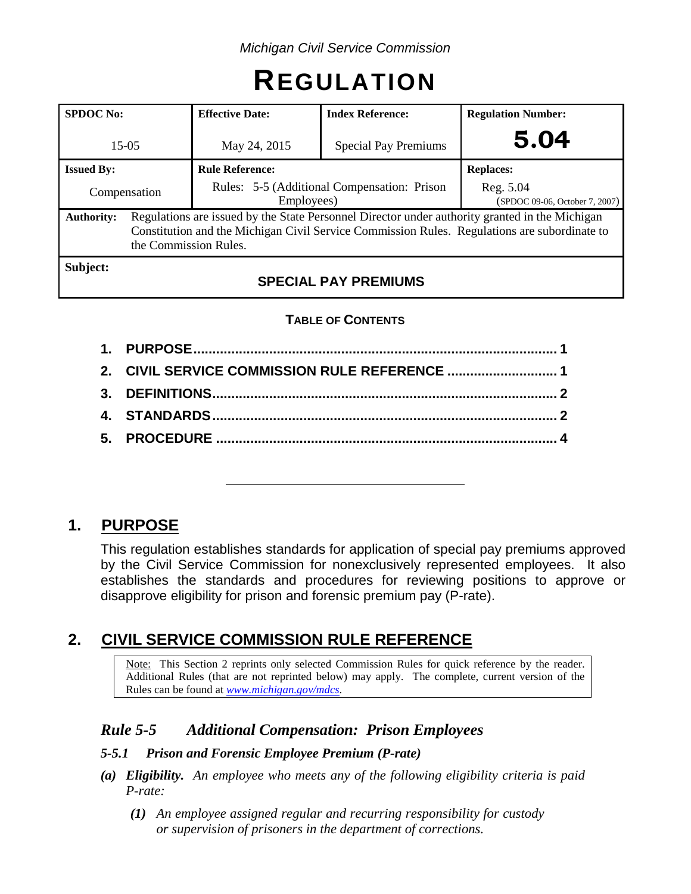*Michigan Civil Service Commission*

# REGULATION

| SPDOC No: | Effective Date: | Index Reference: | Regulation Number: |
|---|---|---|---|
| 15-05 | May 24, 2015 | Special Pay Premiums | **5.04** |
| **Issued By:** | **Rule Reference:** | | **Replaces:** |
| Compensation | Rules: 5-5 (Additional Compensation: Prison Employees) | | Reg. 5.04 (SPDOC 09-06, October 7, 2007) |
| **Authority:** | Regulations are issued by the State Personnel Director under authority granted in the Michigan Constitution and the Michigan Civil Service Commission Rules. Regulations are subordinate to the Commission Rules. | | |
| **Subject:** | **SPECIAL PAY PREMIUMS** | | |

**TABLE OF CONTENTS**

1. PURPOSE ........ 1
2. CIVIL SERVICE COMMISSION RULE REFERENCE ........ 1
3. DEFINITIONS ........ 2
4. STANDARDS ........ 2
5. PROCEDURE ........ 4

---

## 1. PURPOSE

This regulation establishes standards for application of special pay premiums approved by the Civil Service Commission for nonexclusively represented employees. It also establishes the standards and procedures for reviewing positions to approve or disapprove eligibility for prison and forensic premium pay (P-rate).

## 2. CIVIL SERVICE COMMISSION RULE REFERENCE

> Note: This Section 2 reprints only selected Commission Rules for quick reference by the reader. Additional Rules (that are not reprinted below) may apply. The complete, current version of the Rules can be found at *www.michigan.gov/mdcs*.

### *Rule 5-5 Additional Compensation: Prison Employees*

#### *5-5.1 Prison and Forensic Employee Premium (P-rate)*

*(a)* ***Eligibility.*** *An employee who meets any of the following eligibility criteria is paid P-rate:*

*(1) An employee assigned regular and recurring responsibility for custody or supervision of prisoners in the department of corrections.*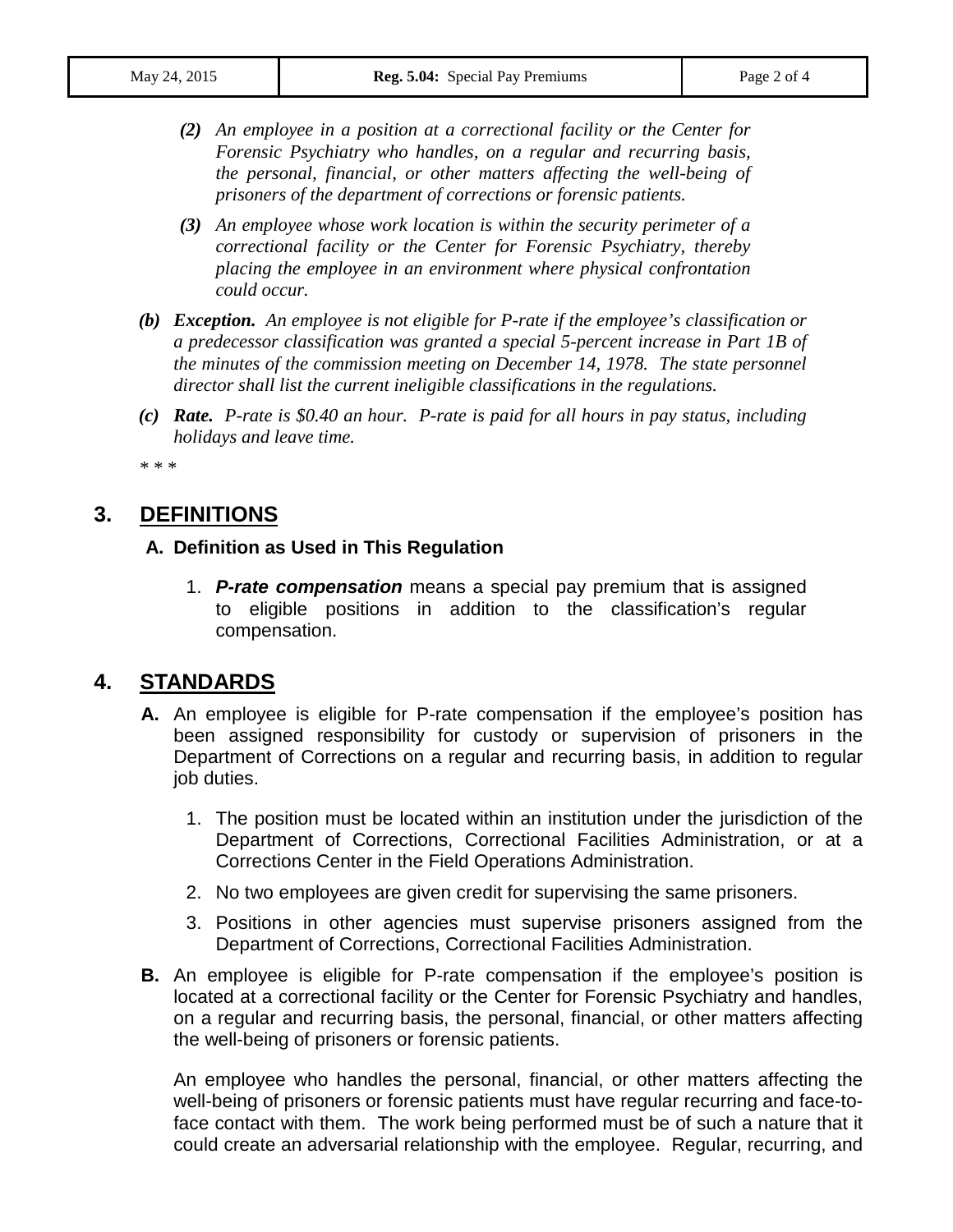*(2) An employee in a position at a correctional facility or the Center for Forensic Psychiatry who handles, on a regular and recurring basis, the personal, financial, or other matters affecting the well-being of prisoners of the department of corrections or forensic patients.*

*(3) An employee whose work location is within the security perimeter of a correctional facility or the Center for Forensic Psychiatry, thereby placing the employee in an environment where physical confrontation could occur.*

*(b)* ***Exception.*** *An employee is not eligible for P-rate if the employee's classification or a predecessor classification was granted a special 5-percent increase in Part 1B of the minutes of the commission meeting on December 14, 1978. The state personnel director shall list the current ineligible classifications in the regulations.*

*(c)* ***Rate.*** *P-rate is $0.40 an hour. P-rate is paid for all hours in pay status, including holidays and leave time.*

*\* \* \**

## 3. DEFINITIONS

### A. Definition as Used in This Regulation

1. ***P-rate compensation*** means a special pay premium that is assigned to eligible positions in addition to the classification's regular compensation.

## 4. STANDARDS

**A.** An employee is eligible for P-rate compensation if the employee's position has been assigned responsibility for custody or supervision of prisoners in the Department of Corrections on a regular and recurring basis, in addition to regular job duties.

1. The position must be located within an institution under the jurisdiction of the Department of Corrections, Correctional Facilities Administration, or at a Corrections Center in the Field Operations Administration.
2. No two employees are given credit for supervising the same prisoners.
3. Positions in other agencies must supervise prisoners assigned from the Department of Corrections, Correctional Facilities Administration.

**B.** An employee is eligible for P-rate compensation if the employee's position is located at a correctional facility or the Center for Forensic Psychiatry and handles, on a regular and recurring basis, the personal, financial, or other matters affecting the well-being of prisoners or forensic patients.

An employee who handles the personal, financial, or other matters affecting the well-being of prisoners or forensic patients must have regular recurring and face-to-face contact with them. The work being performed must be of such a nature that it could create an adversarial relationship with the employee. Regular, recurring, and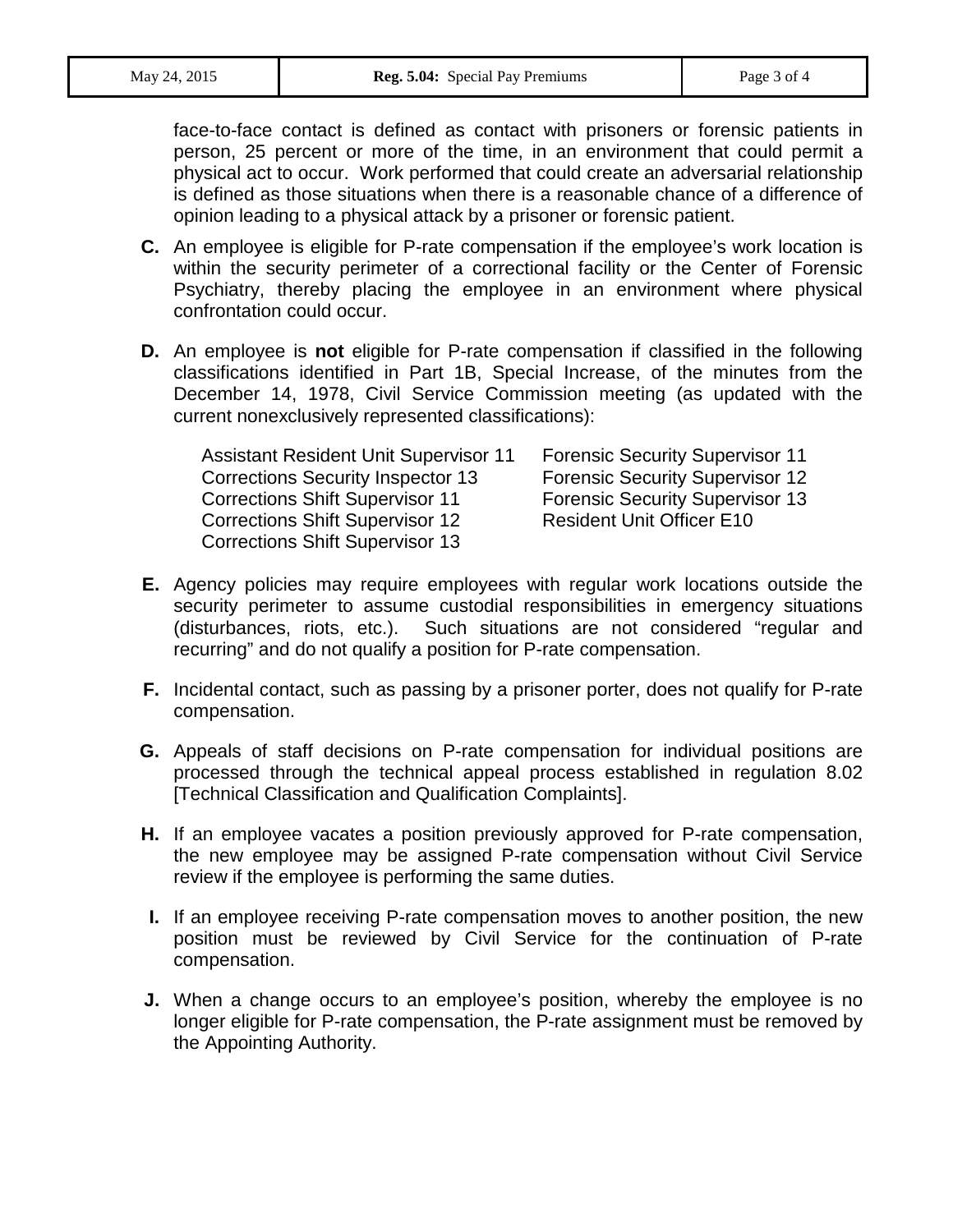face-to-face contact is defined as contact with prisoners or forensic patients in person, 25 percent or more of the time, in an environment that could permit a physical act to occur. Work performed that could create an adversarial relationship is defined as those situations when there is a reasonable chance of a difference of opinion leading to a physical attack by a prisoner or forensic patient.

**C.** An employee is eligible for P-rate compensation if the employee's work location is within the security perimeter of a correctional facility or the Center of Forensic Psychiatry, thereby placing the employee in an environment where physical confrontation could occur.

**D.** An employee is **not** eligible for P-rate compensation if classified in the following classifications identified in Part 1B, Special Increase, of the minutes from the December 14, 1978, Civil Service Commission meeting (as updated with the current nonexclusively represented classifications):

- Assistant Resident Unit Supervisor 11
- Corrections Security Inspector 13
- Corrections Shift Supervisor 11
- Corrections Shift Supervisor 12
- Corrections Shift Supervisor 13
- Forensic Security Supervisor 11
- Forensic Security Supervisor 12
- Forensic Security Supervisor 13
- Resident Unit Officer E10

**E.** Agency policies may require employees with regular work locations outside the security perimeter to assume custodial responsibilities in emergency situations (disturbances, riots, etc.). Such situations are not considered "regular and recurring" and do not qualify a position for P-rate compensation.

**F.** Incidental contact, such as passing by a prisoner porter, does not qualify for P-rate compensation.

**G.** Appeals of staff decisions on P-rate compensation for individual positions are processed through the technical appeal process established in regulation 8.02 [Technical Classification and Qualification Complaints].

**H.** If an employee vacates a position previously approved for P-rate compensation, the new employee may be assigned P-rate compensation without Civil Service review if the employee is performing the same duties.

**I.** If an employee receiving P-rate compensation moves to another position, the new position must be reviewed by Civil Service for the continuation of P-rate compensation.

**J.** When a change occurs to an employee's position, whereby the employee is no longer eligible for P-rate compensation, the P-rate assignment must be removed by the Appointing Authority.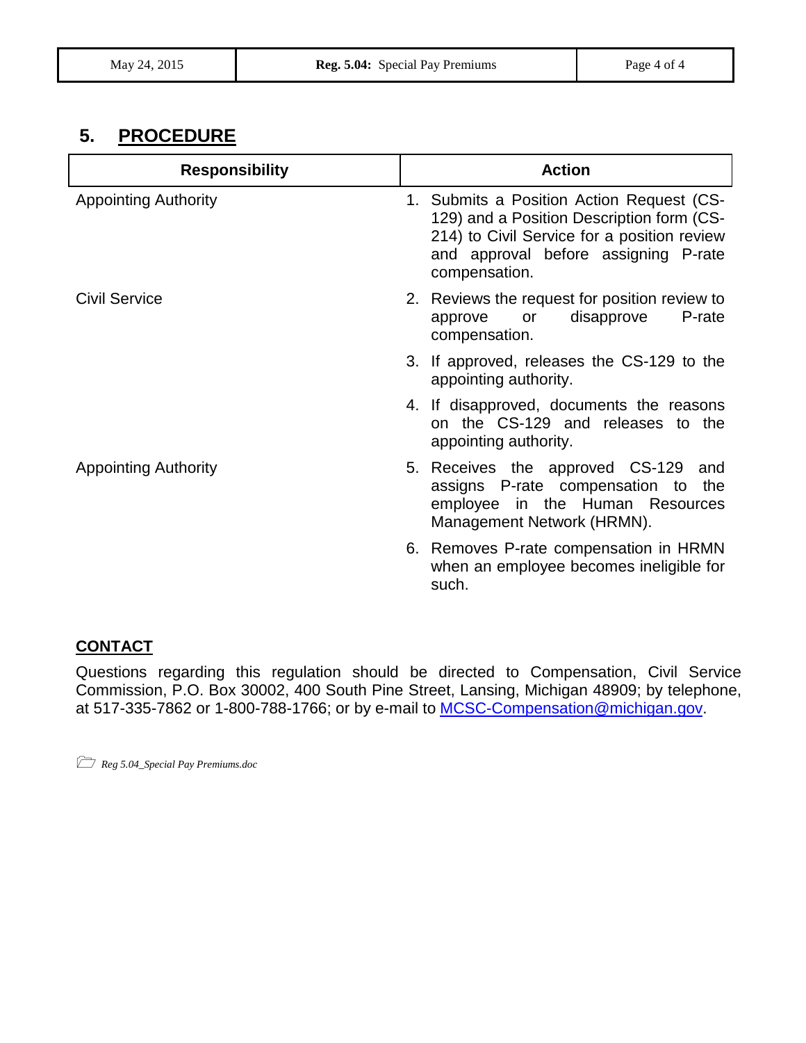## 5. PROCEDURE

| Responsibility | Action |
|---|---|
| Appointing Authority | 1. Submits a Position Action Request (CS-129) and a Position Description form (CS-214) to Civil Service for a position review and approval before assigning P-rate compensation. |
| Civil Service | 2. Reviews the request for position review to approve or disapprove P-rate compensation. |
| | 3. If approved, releases the CS-129 to the appointing authority. |
| | 4. If disapproved, documents the reasons on the CS-129 and releases to the appointing authority. |
| Appointing Authority | 5. Receives the approved CS-129 and assigns P-rate compensation to the employee in the Human Resources Management Network (HRMN). |
| | 6. Removes P-rate compensation in HRMN when an employee becomes ineligible for such. |

**CONTACT**

Questions regarding this regulation should be directed to Compensation, Civil Service Commission, P.O. Box 30002, 400 South Pine Street, Lansing, Michigan 48909; by telephone, at 517-335-7862 or 1-800-788-1766; or by e-mail to MCSC-Compensation@michigan.gov.

*Reg 5.04_Special Pay Premiums.doc*